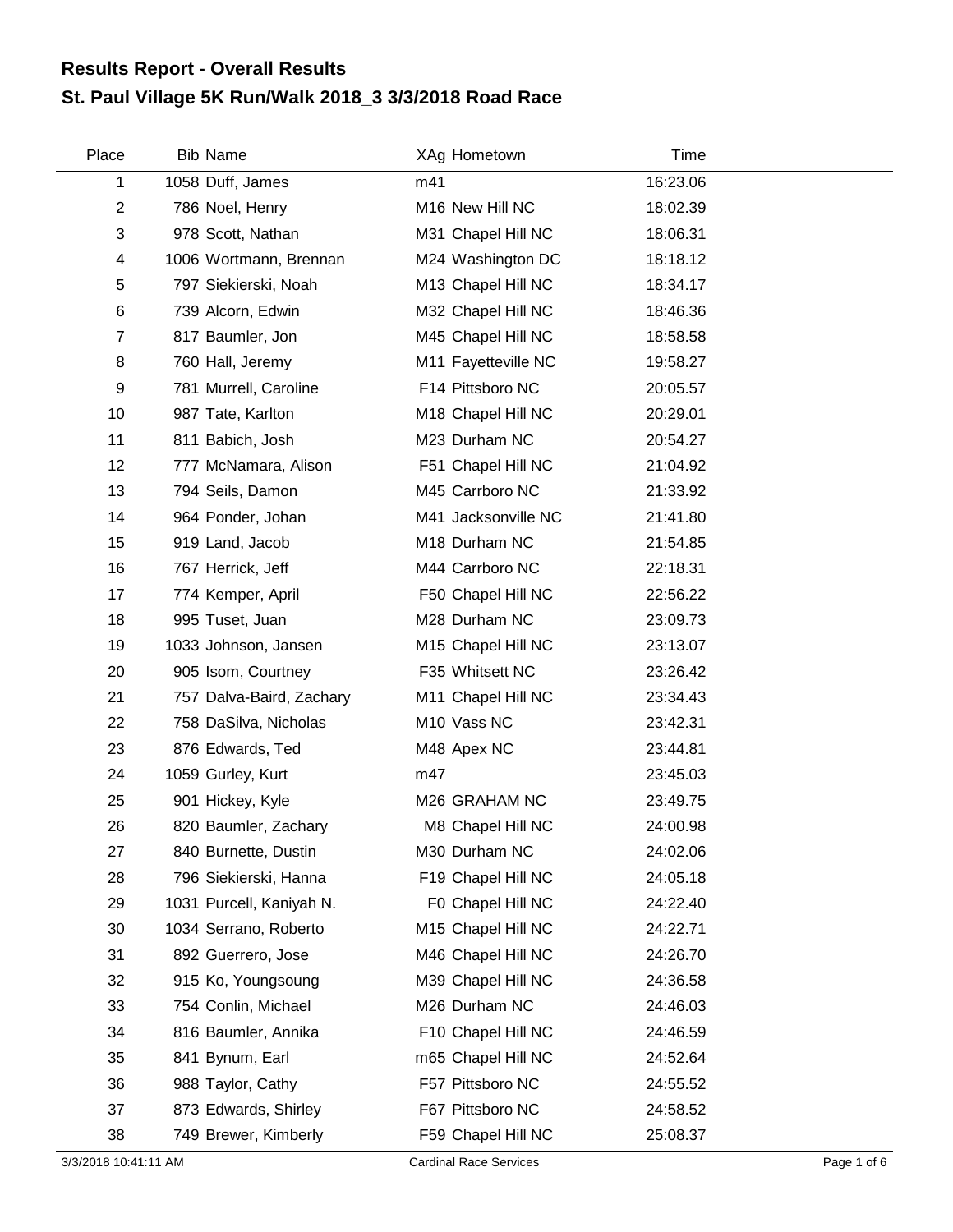## Results Report - Overall Results

## St. Paul Village 5K Run/Walk 2018_3 3/3/2018 Road Race

| Place | Bib | Name | XAg | Hometown | Time |
|---|---|---|---|---|---|
| 1 | 1058 | Duff, James | m41 | | 16:23.06 |
| 2 | 786 | Noel, Henry | M16 | New Hill NC | 18:02.39 |
| 3 | 978 | Scott, Nathan | M31 | Chapel Hill NC | 18:06.31 |
| 4 | 1006 | Wortmann, Brennan | M24 | Washington DC | 18:18.12 |
| 5 | 797 | Siekierski, Noah | M13 | Chapel Hill NC | 18:34.17 |
| 6 | 739 | Alcorn, Edwin | M32 | Chapel Hill NC | 18:46.36 |
| 7 | 817 | Baumler, Jon | M45 | Chapel Hill NC | 18:58.58 |
| 8 | 760 | Hall, Jeremy | M11 | Fayetteville NC | 19:58.27 |
| 9 | 781 | Murrell, Caroline | F14 | Pittsboro NC | 20:05.57 |
| 10 | 987 | Tate, Karlton | M18 | Chapel Hill NC | 20:29.01 |
| 11 | 811 | Babich, Josh | M23 | Durham NC | 20:54.27 |
| 12 | 777 | McNamara, Alison | F51 | Chapel Hill NC | 21:04.92 |
| 13 | 794 | Seils, Damon | M45 | Carrboro NC | 21:33.92 |
| 14 | 964 | Ponder, Johan | M41 | Jacksonville NC | 21:41.80 |
| 15 | 919 | Land, Jacob | M18 | Durham NC | 21:54.85 |
| 16 | 767 | Herrick, Jeff | M44 | Carrboro NC | 22:18.31 |
| 17 | 774 | Kemper, April | F50 | Chapel Hill NC | 22:56.22 |
| 18 | 995 | Tuset, Juan | M28 | Durham NC | 23:09.73 |
| 19 | 1033 | Johnson, Jansen | M15 | Chapel Hill NC | 23:13.07 |
| 20 | 905 | Isom, Courtney | F35 | Whitsett NC | 23:26.42 |
| 21 | 757 | Dalva-Baird, Zachary | M11 | Chapel Hill NC | 23:34.43 |
| 22 | 758 | DaSilva, Nicholas | M10 | Vass NC | 23:42.31 |
| 23 | 876 | Edwards, Ted | M48 | Apex NC | 23:44.81 |
| 24 | 1059 | Gurley, Kurt | m47 | | 23:45.03 |
| 25 | 901 | Hickey, Kyle | M26 | GRAHAM NC | 23:49.75 |
| 26 | 820 | Baumler, Zachary | M8 | Chapel Hill NC | 24:00.98 |
| 27 | 840 | Burnette, Dustin | M30 | Durham NC | 24:02.06 |
| 28 | 796 | Siekierski, Hanna | F19 | Chapel Hill NC | 24:05.18 |
| 29 | 1031 | Purcell, Kaniyah N. | F0 | Chapel Hill NC | 24:22.40 |
| 30 | 1034 | Serrano, Roberto | M15 | Chapel Hill NC | 24:22.71 |
| 31 | 892 | Guerrero, Jose | M46 | Chapel Hill NC | 24:26.70 |
| 32 | 915 | Ko, Youngsoung | M39 | Chapel Hill NC | 24:36.58 |
| 33 | 754 | Conlin, Michael | M26 | Durham NC | 24:46.03 |
| 34 | 816 | Baumler, Annika | F10 | Chapel Hill NC | 24:46.59 |
| 35 | 841 | Bynum, Earl | m65 | Chapel Hill NC | 24:52.64 |
| 36 | 988 | Taylor, Cathy | F57 | Pittsboro NC | 24:55.52 |
| 37 | 873 | Edwards, Shirley | F67 | Pittsboro NC | 24:58.52 |
| 38 | 749 | Brewer, Kimberly | F59 | Chapel Hill NC | 25:08.37 |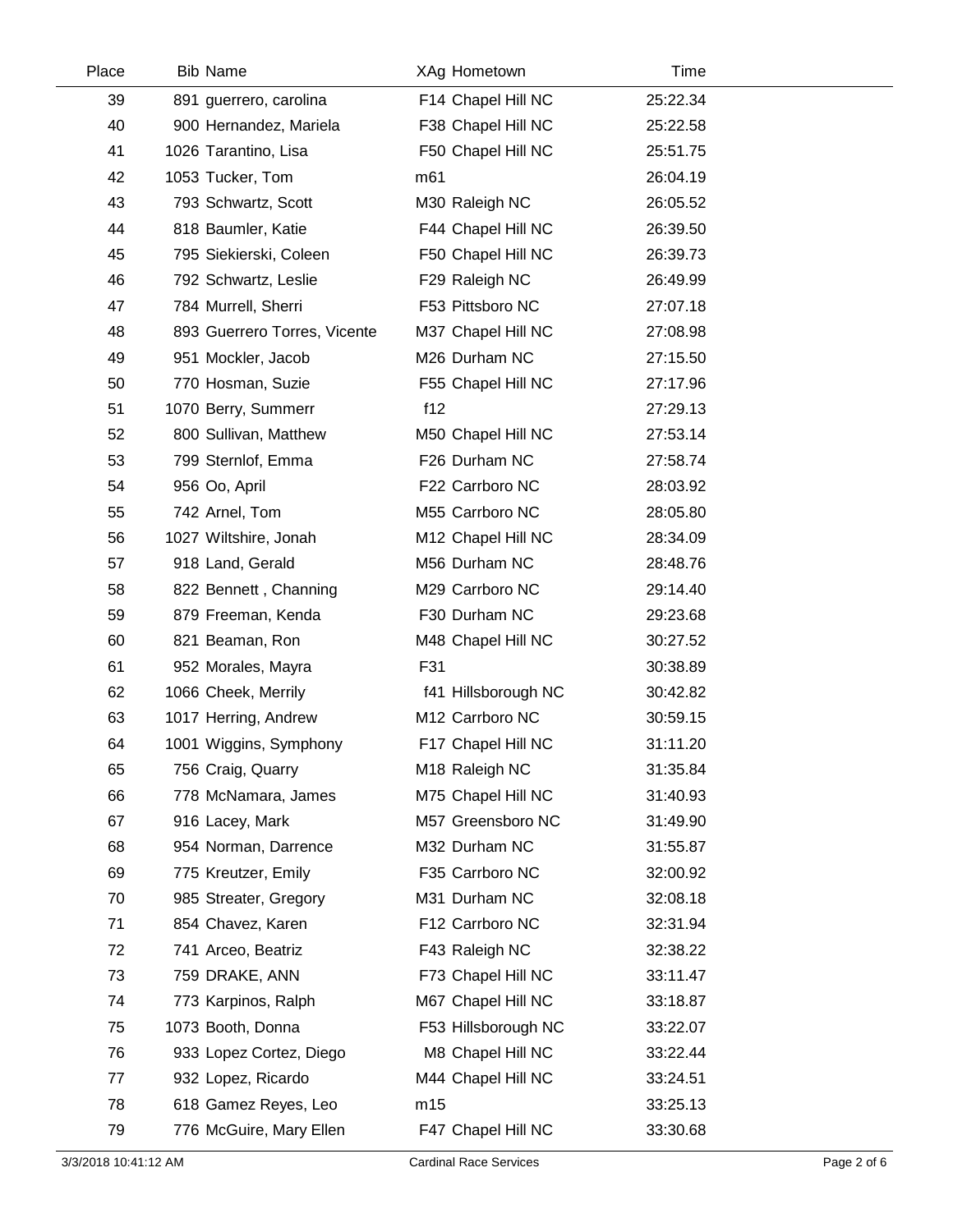| Place | Bib | Name | XAg | Hometown | Time |
| --- | --- | --- | --- | --- | --- |
| 39 | 891 | guerrero, carolina | F14 | Chapel Hill NC | 25:22.34 |
| 40 | 900 | Hernandez, Mariela | F38 | Chapel Hill NC | 25:22.58 |
| 41 | 1026 | Tarantino, Lisa | F50 | Chapel Hill NC | 25:51.75 |
| 42 | 1053 | Tucker, Tom | m61 | | 26:04.19 |
| 43 | 793 | Schwartz, Scott | M30 | Raleigh NC | 26:05.52 |
| 44 | 818 | Baumler, Katie | F44 | Chapel Hill NC | 26:39.50 |
| 45 | 795 | Siekierski, Coleen | F50 | Chapel Hill NC | 26:39.73 |
| 46 | 792 | Schwartz, Leslie | F29 | Raleigh NC | 26:49.99 |
| 47 | 784 | Murrell, Sherri | F53 | Pittsboro NC | 27:07.18 |
| 48 | 893 | Guerrero Torres, Vicente | M37 | Chapel Hill NC | 27:08.98 |
| 49 | 951 | Mockler, Jacob | M26 | Durham NC | 27:15.50 |
| 50 | 770 | Hosman, Suzie | F55 | Chapel Hill NC | 27:17.96 |
| 51 | 1070 | Berry, Summerr | f12 | | 27:29.13 |
| 52 | 800 | Sullivan, Matthew | M50 | Chapel Hill NC | 27:53.14 |
| 53 | 799 | Sternlof, Emma | F26 | Durham NC | 27:58.74 |
| 54 | 956 | Oo, April | F22 | Carrboro NC | 28:03.92 |
| 55 | 742 | Arnel, Tom | M55 | Carrboro NC | 28:05.80 |
| 56 | 1027 | Wiltshire, Jonah | M12 | Chapel Hill NC | 28:34.09 |
| 57 | 918 | Land, Gerald | M56 | Durham NC | 28:48.76 |
| 58 | 822 | Bennett , Channing | M29 | Carrboro NC | 29:14.40 |
| 59 | 879 | Freeman, Kenda | F30 | Durham NC | 29:23.68 |
| 60 | 821 | Beaman, Ron | M48 | Chapel Hill NC | 30:27.52 |
| 61 | 952 | Morales, Mayra | F31 | | 30:38.89 |
| 62 | 1066 | Cheek, Merrily | f41 | Hillsborough NC | 30:42.82 |
| 63 | 1017 | Herring, Andrew | M12 | Carrboro NC | 30:59.15 |
| 64 | 1001 | Wiggins, Symphony | F17 | Chapel Hill NC | 31:11.20 |
| 65 | 756 | Craig, Quarry | M18 | Raleigh NC | 31:35.84 |
| 66 | 778 | McNamara, James | M75 | Chapel Hill NC | 31:40.93 |
| 67 | 916 | Lacey, Mark | M57 | Greensboro NC | 31:49.90 |
| 68 | 954 | Norman, Darrence | M32 | Durham NC | 31:55.87 |
| 69 | 775 | Kreutzer, Emily | F35 | Carrboro NC | 32:00.92 |
| 70 | 985 | Streater, Gregory | M31 | Durham NC | 32:08.18 |
| 71 | 854 | Chavez, Karen | F12 | Carrboro NC | 32:31.94 |
| 72 | 741 | Arceo, Beatriz | F43 | Raleigh NC | 32:38.22 |
| 73 | 759 | DRAKE, ANN | F73 | Chapel Hill NC | 33:11.47 |
| 74 | 773 | Karpinos, Ralph | M67 | Chapel Hill NC | 33:18.87 |
| 75 | 1073 | Booth, Donna | F53 | Hillsborough NC | 33:22.07 |
| 76 | 933 | Lopez Cortez, Diego | M8 | Chapel Hill NC | 33:22.44 |
| 77 | 932 | Lopez, Ricardo | M44 | Chapel Hill NC | 33:24.51 |
| 78 | 618 | Gamez Reyes, Leo | m15 | | 33:25.13 |
| 79 | 776 | McGuire, Mary Ellen | F47 | Chapel Hill NC | 33:30.68 |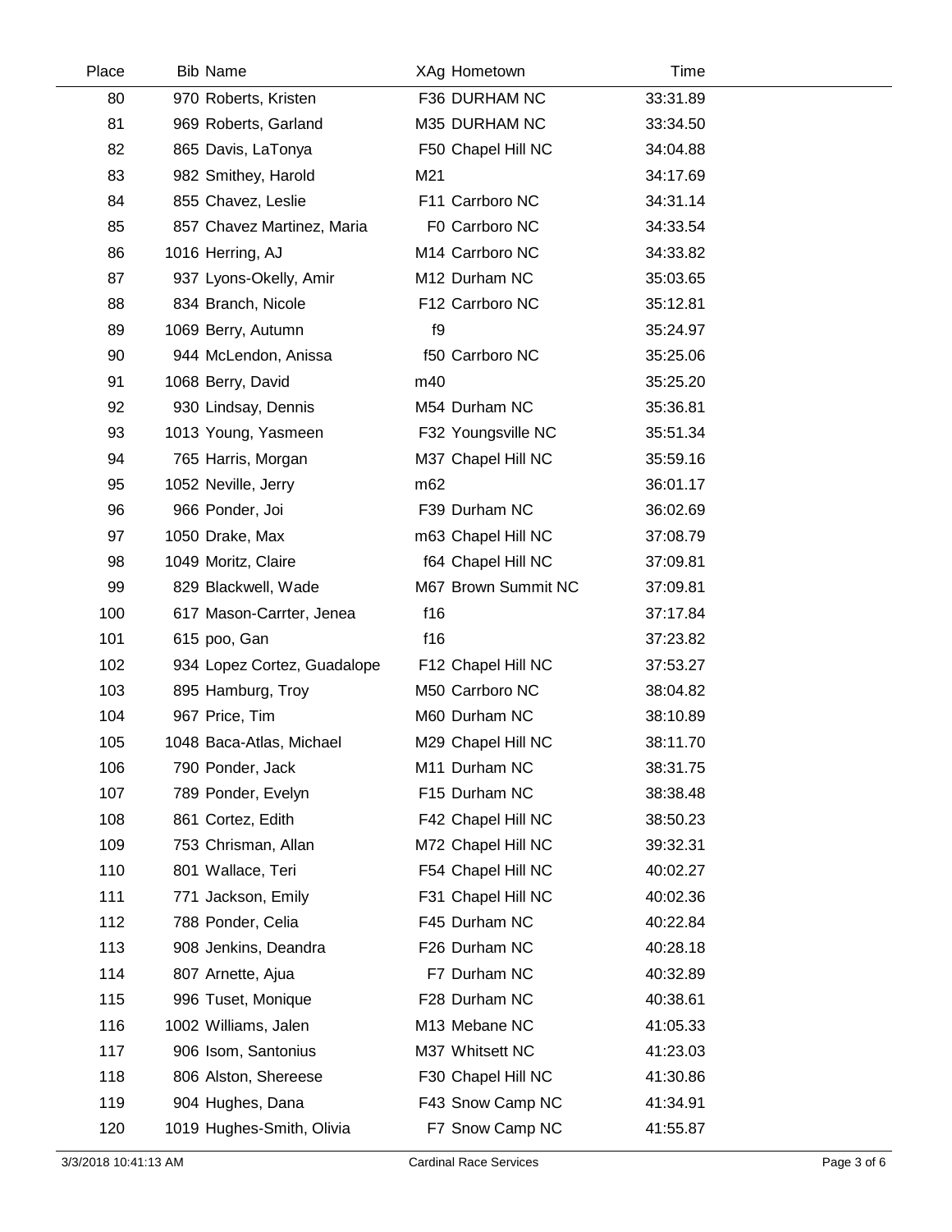| Place | Bib | Name | XAg | Hometown | Time |
|---|---|---|---|---|---|
| 80 | 970 | Roberts, Kristen | F36 | DURHAM NC | 33:31.89 |
| 81 | 969 | Roberts, Garland | M35 | DURHAM NC | 33:34.50 |
| 82 | 865 | Davis, LaTonya | F50 | Chapel Hill NC | 34:04.88 |
| 83 | 982 | Smithey, Harold | M21 | | 34:17.69 |
| 84 | 855 | Chavez, Leslie | F11 | Carrboro NC | 34:31.14 |
| 85 | 857 | Chavez Martinez, Maria | F0 | Carrboro NC | 34:33.54 |
| 86 | 1016 | Herring, AJ | M14 | Carrboro NC | 34:33.82 |
| 87 | 937 | Lyons-Okelly, Amir | M12 | Durham NC | 35:03.65 |
| 88 | 834 | Branch, Nicole | F12 | Carrboro NC | 35:12.81 |
| 89 | 1069 | Berry, Autumn | f9 | | 35:24.97 |
| 90 | 944 | McLendon, Anissa | f50 | Carrboro NC | 35:25.06 |
| 91 | 1068 | Berry, David | m40 | | 35:25.20 |
| 92 | 930 | Lindsay, Dennis | M54 | Durham NC | 35:36.81 |
| 93 | 1013 | Young, Yasmeen | F32 | Youngsville NC | 35:51.34 |
| 94 | 765 | Harris, Morgan | M37 | Chapel Hill NC | 35:59.16 |
| 95 | 1052 | Neville, Jerry | m62 | | 36:01.17 |
| 96 | 966 | Ponder, Joi | F39 | Durham NC | 36:02.69 |
| 97 | 1050 | Drake, Max | m63 | Chapel Hill NC | 37:08.79 |
| 98 | 1049 | Moritz, Claire | f64 | Chapel Hill NC | 37:09.81 |
| 99 | 829 | Blackwell, Wade | M67 | Brown Summit NC | 37:09.81 |
| 100 | 617 | Mason-Carrter, Jenea | f16 | | 37:17.84 |
| 101 | 615 | poo, Gan | f16 | | 37:23.82 |
| 102 | 934 | Lopez Cortez, Guadalope | F12 | Chapel Hill NC | 37:53.27 |
| 103 | 895 | Hamburg, Troy | M50 | Carrboro NC | 38:04.82 |
| 104 | 967 | Price, Tim | M60 | Durham NC | 38:10.89 |
| 105 | 1048 | Baca-Atlas, Michael | M29 | Chapel Hill NC | 38:11.70 |
| 106 | 790 | Ponder, Jack | M11 | Durham NC | 38:31.75 |
| 107 | 789 | Ponder, Evelyn | F15 | Durham NC | 38:38.48 |
| 108 | 861 | Cortez, Edith | F42 | Chapel Hill NC | 38:50.23 |
| 109 | 753 | Chrisman, Allan | M72 | Chapel Hill NC | 39:32.31 |
| 110 | 801 | Wallace, Teri | F54 | Chapel Hill NC | 40:02.27 |
| 111 | 771 | Jackson, Emily | F31 | Chapel Hill NC | 40:02.36 |
| 112 | 788 | Ponder, Celia | F45 | Durham NC | 40:22.84 |
| 113 | 908 | Jenkins, Deandra | F26 | Durham NC | 40:28.18 |
| 114 | 807 | Arnette, Ajua | F7 | Durham NC | 40:32.89 |
| 115 | 996 | Tuset, Monique | F28 | Durham NC | 40:38.61 |
| 116 | 1002 | Williams, Jalen | M13 | Mebane NC | 41:05.33 |
| 117 | 906 | Isom, Santonius | M37 | Whitsett NC | 41:23.03 |
| 118 | 806 | Alston, Shereese | F30 | Chapel Hill NC | 41:30.86 |
| 119 | 904 | Hughes, Dana | F43 | Snow Camp NC | 41:34.91 |
| 120 | 1019 | Hughes-Smith, Olivia | F7 | Snow Camp NC | 41:55.87 |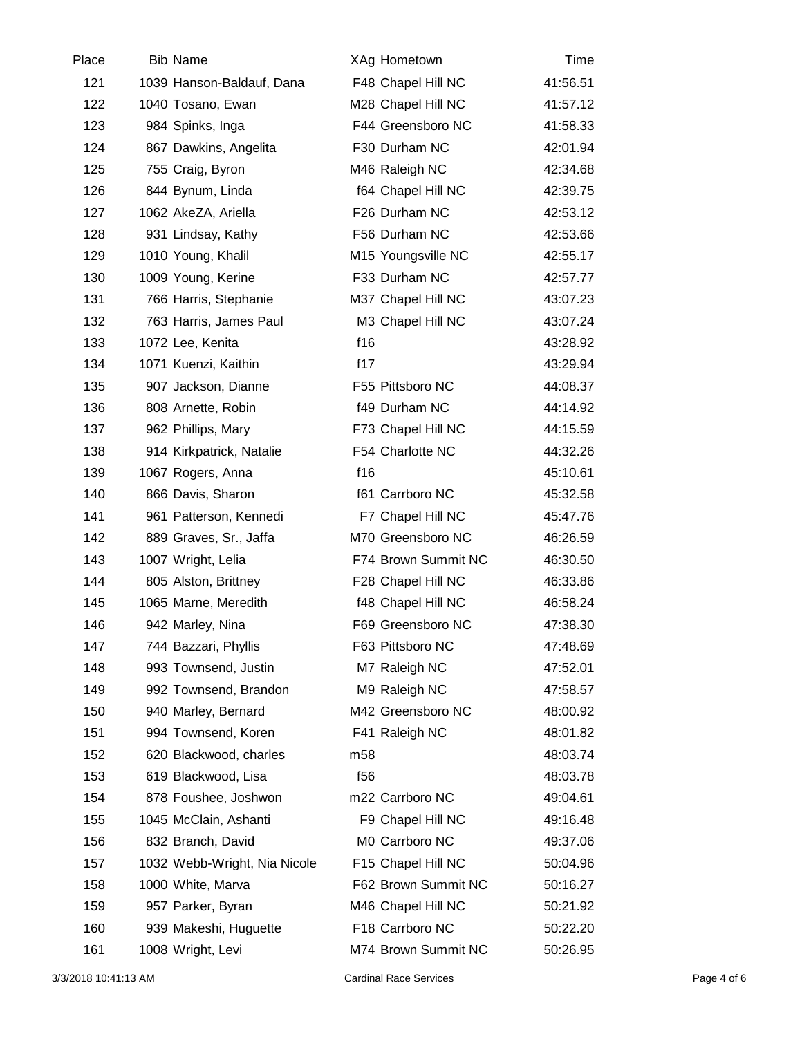| Place | Bib | Name | XAg | Hometown | Time |
|---|---|---|---|---|---|
| 121 | 1039 | Hanson-Baldauf, Dana | F48 | Chapel Hill NC | 41:56.51 |
| 122 | 1040 | Tosano, Ewan | M28 | Chapel Hill NC | 41:57.12 |
| 123 | 984 | Spinks, Inga | F44 | Greensboro NC | 41:58.33 |
| 124 | 867 | Dawkins, Angelita | F30 | Durham NC | 42:01.94 |
| 125 | 755 | Craig, Byron | M46 | Raleigh NC | 42:34.68 |
| 126 | 844 | Bynum, Linda | f64 | Chapel Hill NC | 42:39.75 |
| 127 | 1062 | AkeZA, Ariella | F26 | Durham NC | 42:53.12 |
| 128 | 931 | Lindsay, Kathy | F56 | Durham NC | 42:53.66 |
| 129 | 1010 | Young, Khalil | M15 | Youngsville NC | 42:55.17 |
| 130 | 1009 | Young, Kerine | F33 | Durham NC | 42:57.77 |
| 131 | 766 | Harris, Stephanie | M37 | Chapel Hill NC | 43:07.23 |
| 132 | 763 | Harris, James Paul | M3 | Chapel Hill NC | 43:07.24 |
| 133 | 1072 | Lee, Kenita | f16 | | 43:28.92 |
| 134 | 1071 | Kuenzi, Kaithin | f17 | | 43:29.94 |
| 135 | 907 | Jackson, Dianne | F55 | Pittsboro NC | 44:08.37 |
| 136 | 808 | Arnette, Robin | f49 | Durham NC | 44:14.92 |
| 137 | 962 | Phillips, Mary | F73 | Chapel Hill NC | 44:15.59 |
| 138 | 914 | Kirkpatrick, Natalie | F54 | Charlotte NC | 44:32.26 |
| 139 | 1067 | Rogers, Anna | f16 | | 45:10.61 |
| 140 | 866 | Davis, Sharon | f61 | Carrboro NC | 45:32.58 |
| 141 | 961 | Patterson, Kennedi | F7 | Chapel Hill NC | 45:47.76 |
| 142 | 889 | Graves, Sr., Jaffa | M70 | Greensboro NC | 46:26.59 |
| 143 | 1007 | Wright, Lelia | F74 | Brown Summit NC | 46:30.50 |
| 144 | 805 | Alston, Brittney | F28 | Chapel Hill NC | 46:33.86 |
| 145 | 1065 | Marne, Meredith | f48 | Chapel Hill NC | 46:58.24 |
| 146 | 942 | Marley, Nina | F69 | Greensboro NC | 47:38.30 |
| 147 | 744 | Bazzari, Phyllis | F63 | Pittsboro NC | 47:48.69 |
| 148 | 993 | Townsend, Justin | M7 | Raleigh NC | 47:52.01 |
| 149 | 992 | Townsend, Brandon | M9 | Raleigh NC | 47:58.57 |
| 150 | 940 | Marley, Bernard | M42 | Greensboro NC | 48:00.92 |
| 151 | 994 | Townsend, Koren | F41 | Raleigh NC | 48:01.82 |
| 152 | 620 | Blackwood, charles | m58 | | 48:03.74 |
| 153 | 619 | Blackwood, Lisa | f56 | | 48:03.78 |
| 154 | 878 | Foushee, Joshwon | m22 | Carrboro NC | 49:04.61 |
| 155 | 1045 | McClain, Ashanti | F9 | Chapel Hill NC | 49:16.48 |
| 156 | 832 | Branch, David | M0 | Carrboro NC | 49:37.06 |
| 157 | 1032 | Webb-Wright, Nia Nicole | F15 | Chapel Hill NC | 50:04.96 |
| 158 | 1000 | White, Marva | F62 | Brown Summit NC | 50:16.27 |
| 159 | 957 | Parker, Byran | M46 | Chapel Hill NC | 50:21.92 |
| 160 | 939 | Makeshi, Huguette | F18 | Carrboro NC | 50:22.20 |
| 161 | 1008 | Wright, Levi | M74 | Brown Summit NC | 50:26.95 |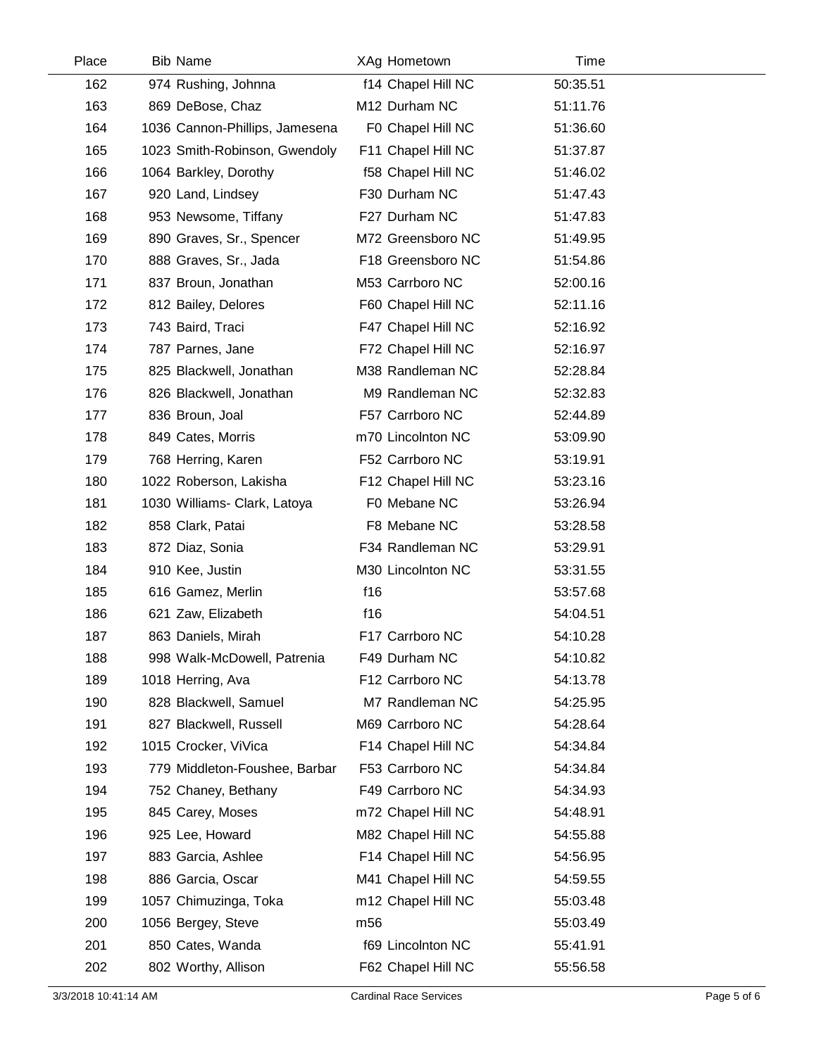| Place | Bib | Name | XAg | Hometown | Time |
|---|---|---|---|---|---|
| 162 | 974 | Rushing, Johnna | f14 | Chapel Hill NC | 50:35.51 |
| 163 | 869 | DeBose, Chaz | M12 | Durham NC | 51:11.76 |
| 164 | 1036 | Cannon-Phillips, Jamesena | F0 | Chapel Hill NC | 51:36.60 |
| 165 | 1023 | Smith-Robinson, Gwendoly | F11 | Chapel Hill NC | 51:37.87 |
| 166 | 1064 | Barkley, Dorothy | f58 | Chapel Hill NC | 51:46.02 |
| 167 | 920 | Land, Lindsey | F30 | Durham NC | 51:47.43 |
| 168 | 953 | Newsome, Tiffany | F27 | Durham NC | 51:47.83 |
| 169 | 890 | Graves, Sr., Spencer | M72 | Greensboro NC | 51:49.95 |
| 170 | 888 | Graves, Sr., Jada | F18 | Greensboro NC | 51:54.86 |
| 171 | 837 | Broun, Jonathan | M53 | Carrboro NC | 52:00.16 |
| 172 | 812 | Bailey, Delores | F60 | Chapel Hill NC | 52:11.16 |
| 173 | 743 | Baird, Traci | F47 | Chapel Hill NC | 52:16.92 |
| 174 | 787 | Parnes, Jane | F72 | Chapel Hill NC | 52:16.97 |
| 175 | 825 | Blackwell, Jonathan | M38 | Randleman NC | 52:28.84 |
| 176 | 826 | Blackwell, Jonathan | M9 | Randleman NC | 52:32.83 |
| 177 | 836 | Broun, Joal | F57 | Carrboro NC | 52:44.89 |
| 178 | 849 | Cates, Morris | m70 | Lincolnton NC | 53:09.90 |
| 179 | 768 | Herring, Karen | F52 | Carrboro NC | 53:19.91 |
| 180 | 1022 | Roberson, Lakisha | F12 | Chapel Hill NC | 53:23.16 |
| 181 | 1030 | Williams- Clark, Latoya | F0 | Mebane NC | 53:26.94 |
| 182 | 858 | Clark, Patai | F8 | Mebane NC | 53:28.58 |
| 183 | 872 | Diaz, Sonia | F34 | Randleman NC | 53:29.91 |
| 184 | 910 | Kee, Justin | M30 | Lincolnton NC | 53:31.55 |
| 185 | 616 | Gamez, Merlin | f16 | | 53:57.68 |
| 186 | 621 | Zaw, Elizabeth | f16 | | 54:04.51 |
| 187 | 863 | Daniels, Mirah | F17 | Carrboro NC | 54:10.28 |
| 188 | 998 | Walk-McDowell, Patrenia | F49 | Durham NC | 54:10.82 |
| 189 | 1018 | Herring, Ava | F12 | Carrboro NC | 54:13.78 |
| 190 | 828 | Blackwell, Samuel | M7 | Randleman NC | 54:25.95 |
| 191 | 827 | Blackwell, Russell | M69 | Carrboro NC | 54:28.64 |
| 192 | 1015 | Crocker, ViVica | F14 | Chapel Hill NC | 54:34.84 |
| 193 | 779 | Middleton-Foushee, Barbar | F53 | Carrboro NC | 54:34.84 |
| 194 | 752 | Chaney, Bethany | F49 | Carrboro NC | 54:34.93 |
| 195 | 845 | Carey, Moses | m72 | Chapel Hill NC | 54:48.91 |
| 196 | 925 | Lee, Howard | M82 | Chapel Hill NC | 54:55.88 |
| 197 | 883 | Garcia, Ashlee | F14 | Chapel Hill NC | 54:56.95 |
| 198 | 886 | Garcia, Oscar | M41 | Chapel Hill NC | 54:59.55 |
| 199 | 1057 | Chimuzinga, Toka | m12 | Chapel Hill NC | 55:03.48 |
| 200 | 1056 | Bergey, Steve | m56 | | 55:03.49 |
| 201 | 850 | Cates, Wanda | f69 | Lincolnton NC | 55:41.91 |
| 202 | 802 | Worthy, Allison | F62 | Chapel Hill NC | 55:56.58 |

3/3/2018 10:41:14 AM Cardinal Race Services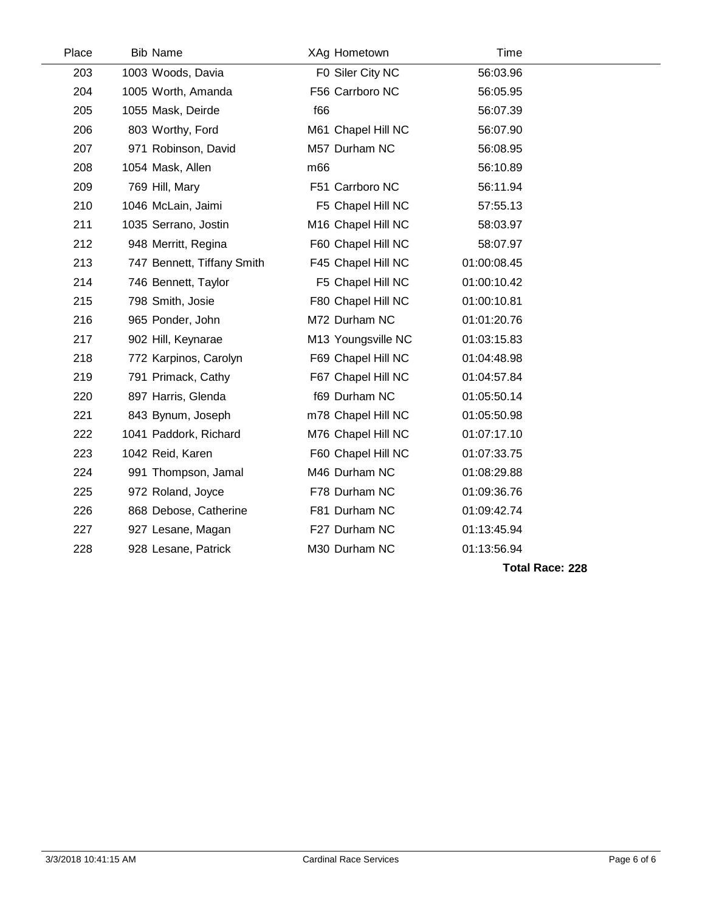| Place | Bib | Name | XAg | Hometown | Time |
|---|---|---|---|---|---|
| 203 | 1003 | Woods, Davia | F0 | Siler City NC | 56:03.96 |
| 204 | 1005 | Worth, Amanda | F56 | Carrboro NC | 56:05.95 |
| 205 | 1055 | Mask, Deirde | f66 | | 56:07.39 |
| 206 | 803 | Worthy, Ford | M61 | Chapel Hill NC | 56:07.90 |
| 207 | 971 | Robinson, David | M57 | Durham NC | 56:08.95 |
| 208 | 1054 | Mask, Allen | m66 | | 56:10.89 |
| 209 | 769 | Hill, Mary | F51 | Carrboro NC | 56:11.94 |
| 210 | 1046 | McLain, Jaimi | F5 | Chapel Hill NC | 57:55.13 |
| 211 | 1035 | Serrano, Jostin | M16 | Chapel Hill NC | 58:03.97 |
| 212 | 948 | Merritt, Regina | F60 | Chapel Hill NC | 58:07.97 |
| 213 | 747 | Bennett, Tiffany Smith | F45 | Chapel Hill NC | 01:00:08.45 |
| 214 | 746 | Bennett, Taylor | F5 | Chapel Hill NC | 01:00:10.42 |
| 215 | 798 | Smith, Josie | F80 | Chapel Hill NC | 01:00:10.81 |
| 216 | 965 | Ponder, John | M72 | Durham NC | 01:01:20.76 |
| 217 | 902 | Hill, Keynarae | M13 | Youngsville NC | 01:03:15.83 |
| 218 | 772 | Karpinos, Carolyn | F69 | Chapel Hill NC | 01:04:48.98 |
| 219 | 791 | Primack, Cathy | F67 | Chapel Hill NC | 01:04:57.84 |
| 220 | 897 | Harris, Glenda | f69 | Durham NC | 01:05:50.14 |
| 221 | 843 | Bynum, Joseph | m78 | Chapel Hill NC | 01:05:50.98 |
| 222 | 1041 | Paddork, Richard | M76 | Chapel Hill NC | 01:07:17.10 |
| 223 | 1042 | Reid, Karen | F60 | Chapel Hill NC | 01:07:33.75 |
| 224 | 991 | Thompson, Jamal | M46 | Durham NC | 01:08:29.88 |
| 225 | 972 | Roland, Joyce | F78 | Durham NC | 01:09:36.76 |
| 226 | 868 | Debose, Catherine | F81 | Durham NC | 01:09:42.74 |
| 227 | 927 | Lesane, Magan | F27 | Durham NC | 01:13:45.94 |
| 228 | 928 | Lesane, Patrick | M30 | Durham NC | 01:13:56.94 |

**Total Race: 228**